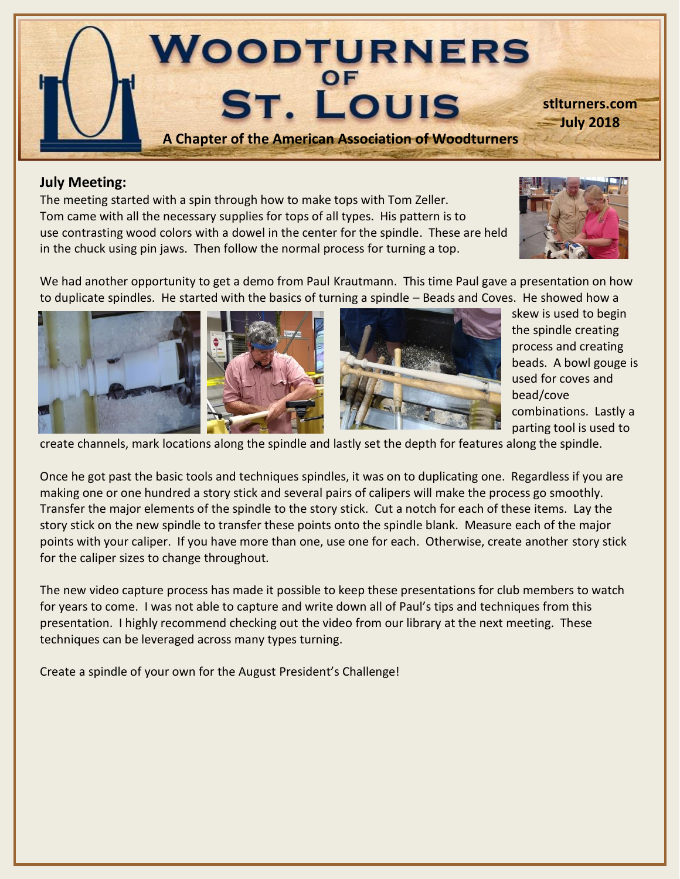# Woodturners of St. Louis

A Chapter of the American Association of Woodturners

stlturners.com
July 2018

## July Meeting:

The meeting started with a spin through how to make tops with Tom Zeller. Tom came with all the necessary supplies for tops of all types. His pattern is to use contrasting wood colors with a dowel in the center for the spindle. These are held in the chuck using pin jaws. Then follow the normal process for turning a top.

We had another opportunity to get a demo from Paul Krautmann. This time Paul gave a presentation on how to duplicate spindles. He started with the basics of turning a spindle – Beads and Coves. He showed how a skew is used to begin the spindle creating process and creating beads. A bowl gouge is used for coves and bead/cove combinations. Lastly a parting tool is used to create channels, mark locations along the spindle and lastly set the depth for features along the spindle.

Once he got past the basic tools and techniques spindles, it was on to duplicating one. Regardless if you are making one or one hundred a story stick and several pairs of calipers will make the process go smoothly. Transfer the major elements of the spindle to the story stick. Cut a notch for each of these items. Lay the story stick on the new spindle to transfer these points onto the spindle blank. Measure each of the major points with your caliper. If you have more than one, use one for each. Otherwise, create another story stick for the caliper sizes to change throughout.

The new video capture process has made it possible to keep these presentations for club members to watch for years to come. I was not able to capture and write down all of Paul's tips and techniques from this presentation. I highly recommend checking out the video from our library at the next meeting. These techniques can be leveraged across many types turning.

Create a spindle of your own for the August President's Challenge!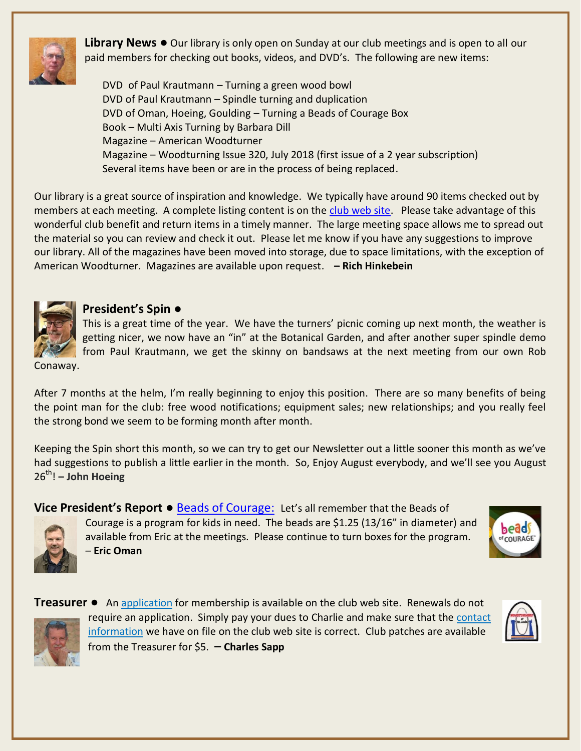**Library News ●** Our library is only open on Sunday at our club meetings and is open to all our paid members for checking out books, videos, and DVD's. The following are new items:

DVD of Paul Krautmann – Turning a green wood bowl
DVD of Paul Krautmann – Spindle turning and duplication
DVD of Oman, Hoeing, Goulding – Turning a Beads of Courage Box
Book – Multi Axis Turning by Barbara Dill
Magazine – American Woodturner
Magazine – Woodturning Issue 320, July 2018 (first issue of a 2 year subscription)
Several items have been or are in the process of being replaced.

Our library is a great source of inspiration and knowledge. We typically have around 90 items checked out by members at each meeting. A complete listing content is on the club web site. Please take advantage of this wonderful club benefit and return items in a timely manner. The large meeting space allows me to spread out the material so you can review and check it out. Please let me know if you have any suggestions to improve our library. All of the magazines have been moved into storage, due to space limitations, with the exception of American Woodturner. Magazines are available upon request. **– Rich Hinkebein**

**President's Spin ●**

This is a great time of the year. We have the turners' picnic coming up next month, the weather is getting nicer, we now have an "in" at the Botanical Garden, and after another super spindle demo from Paul Krautmann, we get the skinny on bandsaws at the next meeting from our own Rob Conaway.

After 7 months at the helm, I'm really beginning to enjoy this position. There are so many benefits of being the point man for the club: free wood notifications; equipment sales; new relationships; and you really feel the strong bond we seem to be forming month after month.

Keeping the Spin short this month, so we can try to get our Newsletter out a little sooner this month as we've had suggestions to publish a little earlier in the month. So, Enjoy August everybody, and we'll see you August 26th! **– John Hoeing**

**Vice President's Report ●** Beads of Courage: Let's all remember that the Beads of Courage is a program for kids in need. The beads are $1.25 (13/16" in diameter) and available from Eric at the meetings. Please continue to turn boxes for the program. – **Eric Oman**

**Treasurer ●** An application for membership is available on the club web site. Renewals do not require an application. Simply pay your dues to Charlie and make sure that the contact information we have on file on the club web site is correct. Club patches are available from the Treasurer for $5. **– Charles Sapp**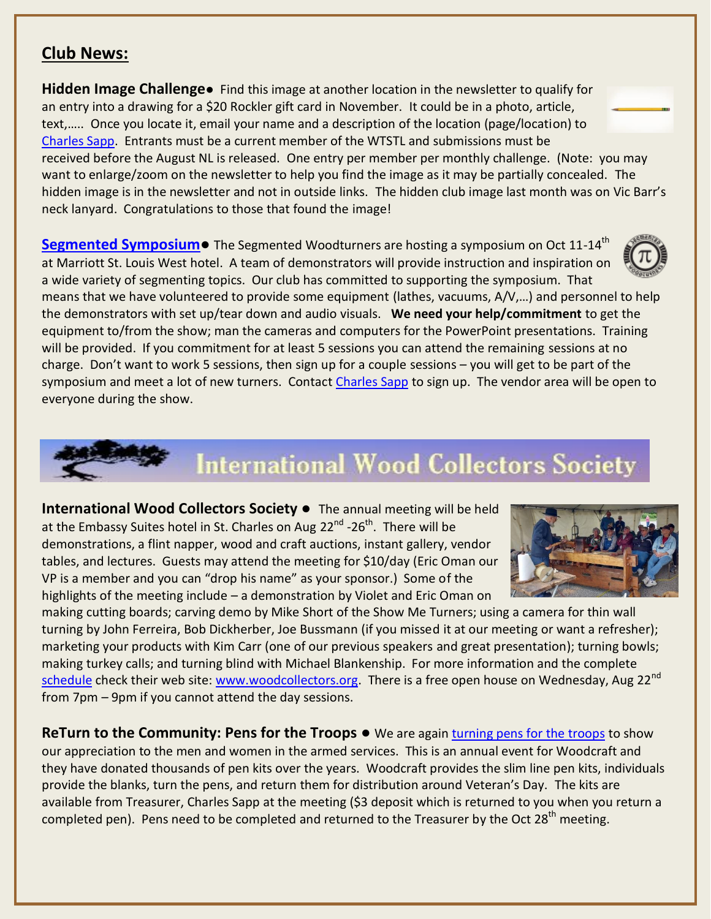## Club News:

**Hidden Image Challenge**● Find this image at another location in the newsletter to qualify for an entry into a drawing for a $20 Rockler gift card in November. It could be in a photo, article, text,….. Once you locate it, email your name and a description of the location (page/location) to Charles Sapp. Entrants must be a current member of the WTSTL and submissions must be received before the August NL is released. One entry per member per monthly challenge. (Note: you may want to enlarge/zoom on the newsletter to help you find the image as it may be partially concealed. The hidden image is in the newsletter and not in outside links. The hidden club image last month was on Vic Barr's neck lanyard. Congratulations to those that found the image!

**Segmented Symposium**● The Segmented Woodturners are hosting a symposium on Oct 11-14th at Marriott St. Louis West hotel. A team of demonstrators will provide instruction and inspiration on a wide variety of segmenting topics. Our club has committed to supporting the symposium. That means that we have volunteered to provide some equipment (lathes, vacuums, A/V,…) and personnel to help the demonstrators with set up/tear down and audio visuals. **We need your help/commitment** to get the equipment to/from the show; man the cameras and computers for the PowerPoint presentations. Training will be provided. If you commitment for at least 5 sessions you can attend the remaining sessions at no charge. Don't want to work 5 sessions, then sign up for a couple sessions – you will get to be part of the symposium and meet a lot of new turners. Contact Charles Sapp to sign up. The vendor area will be open to everyone during the show.

# International Wood Collectors Society

**International Wood Collectors Society** ● The annual meeting will be held at the Embassy Suites hotel in St. Charles on Aug 22nd -26th. There will be demonstrations, a flint napper, wood and craft auctions, instant gallery, vendor tables, and lectures. Guests may attend the meeting for $10/day (Eric Oman our VP is a member and you can "drop his name" as your sponsor.) Some of the highlights of the meeting include – a demonstration by Violet and Eric Oman on making cutting boards; carving demo by Mike Short of the Show Me Turners; using a camera for thin wall turning by John Ferreira, Bob Dickherber, Joe Bussmann (if you missed it at our meeting or want a refresher); marketing your products with Kim Carr (one of our previous speakers and great presentation); turning bowls; making turkey calls; and turning blind with Michael Blankenship. For more information and the complete schedule check their web site: www.woodcollectors.org. There is a free open house on Wednesday, Aug 22nd from 7pm – 9pm if you cannot attend the day sessions.

**ReTurn to the Community: Pens for the Troops** ● We are again turning pens for the troops to show our appreciation to the men and women in the armed services. This is an annual event for Woodcraft and they have donated thousands of pen kits over the years. Woodcraft provides the slim line pen kits, individuals provide the blanks, turn the pens, and return them for distribution around Veteran's Day. The kits are available from Treasurer, Charles Sapp at the meeting ($3 deposit which is returned to you when you return a completed pen). Pens need to be completed and returned to the Treasurer by the Oct 28th meeting.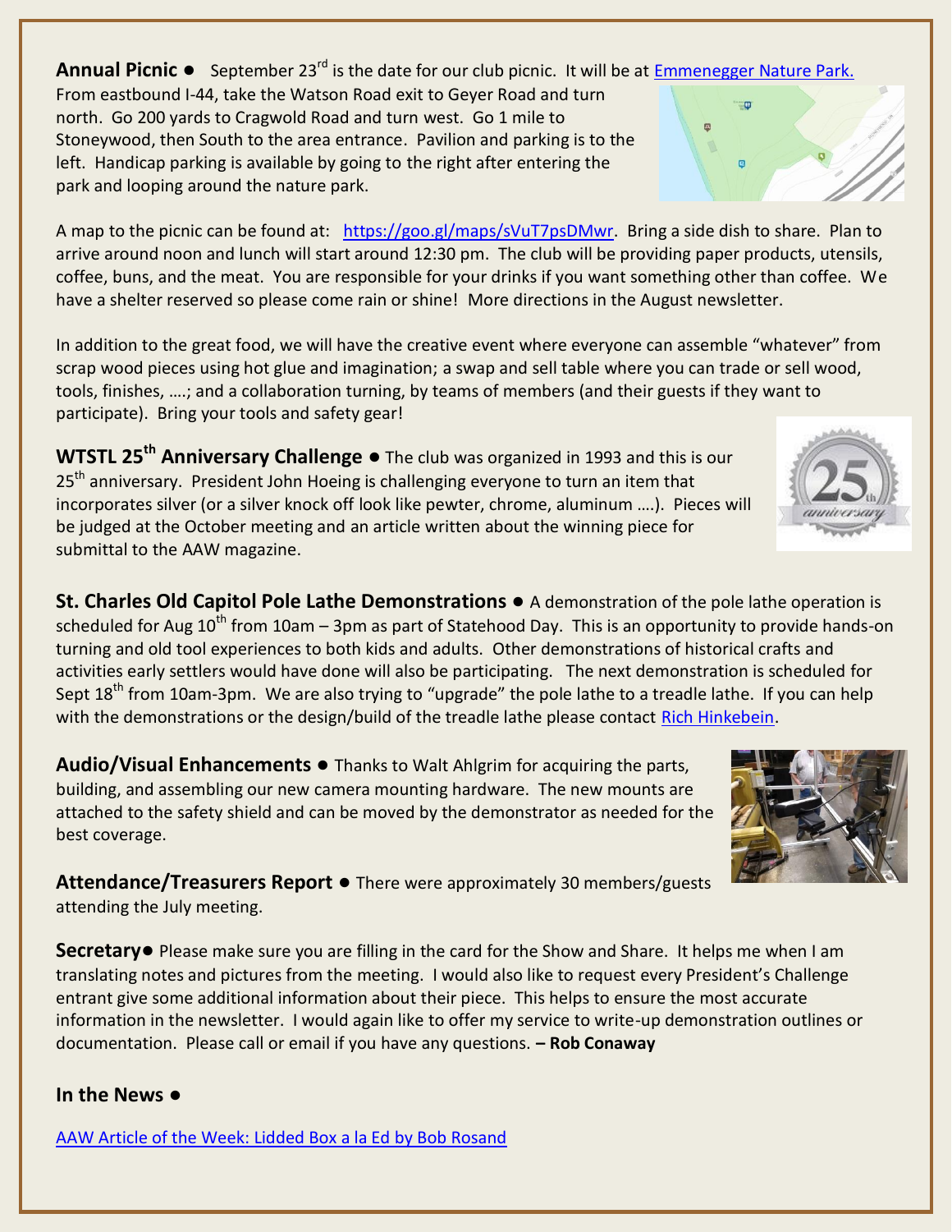**Annual Picnic ●** September 23rd is the date for our club picnic. It will be at Emmenegger Nature Park. From eastbound I-44, take the Watson Road exit to Geyer Road and turn north. Go 200 yards to Cragwold Road and turn west. Go 1 mile to Stoneywood, then South to the area entrance. Pavilion and parking is to the left. Handicap parking is available by going to the right after entering the park and looping around the nature park.

A map to the picnic can be found at: https://goo.gl/maps/sVuT7psDMwr. Bring a side dish to share. Plan to arrive around noon and lunch will start around 12:30 pm. The club will be providing paper products, utensils, coffee, buns, and the meat. You are responsible for your drinks if you want something other than coffee. We have a shelter reserved so please come rain or shine! More directions in the August newsletter.

In addition to the great food, we will have the creative event where everyone can assemble "whatever" from scrap wood pieces using hot glue and imagination; a swap and sell table where you can trade or sell wood, tools, finishes, ….; and a collaboration turning, by teams of members (and their guests if they want to participate). Bring your tools and safety gear!

**WTSTL 25th Anniversary Challenge ●** The club was organized in 1993 and this is our 25th anniversary. President John Hoeing is challenging everyone to turn an item that incorporates silver (or a silver knock off look like pewter, chrome, aluminum ….). Pieces will be judged at the October meeting and an article written about the winning piece for submittal to the AAW magazine.

**St. Charles Old Capitol Pole Lathe Demonstrations ●** A demonstration of the pole lathe operation is scheduled for Aug 10th from 10am – 3pm as part of Statehood Day. This is an opportunity to provide hands-on turning and old tool experiences to both kids and adults. Other demonstrations of historical crafts and activities early settlers would have done will also be participating. The next demonstration is scheduled for Sept 18th from 10am-3pm. We are also trying to "upgrade" the pole lathe to a treadle lathe. If you can help with the demonstrations or the design/build of the treadle lathe please contact Rich Hinkebein.

**Audio/Visual Enhancements ●** Thanks to Walt Ahlgrim for acquiring the parts, building, and assembling our new camera mounting hardware. The new mounts are attached to the safety shield and can be moved by the demonstrator as needed for the best coverage.

**Attendance/Treasurers Report ●** There were approximately 30 members/guests attending the July meeting.

**Secretary●** Please make sure you are filling in the card for the Show and Share. It helps me when I am translating notes and pictures from the meeting. I would also like to request every President's Challenge entrant give some additional information about their piece. This helps to ensure the most accurate information in the newsletter. I would again like to offer my service to write-up demonstration outlines or documentation. Please call or email if you have any questions. **– Rob Conaway**

**In the News ●**

AAW Article of the Week: Lidded Box a la Ed by Bob Rosand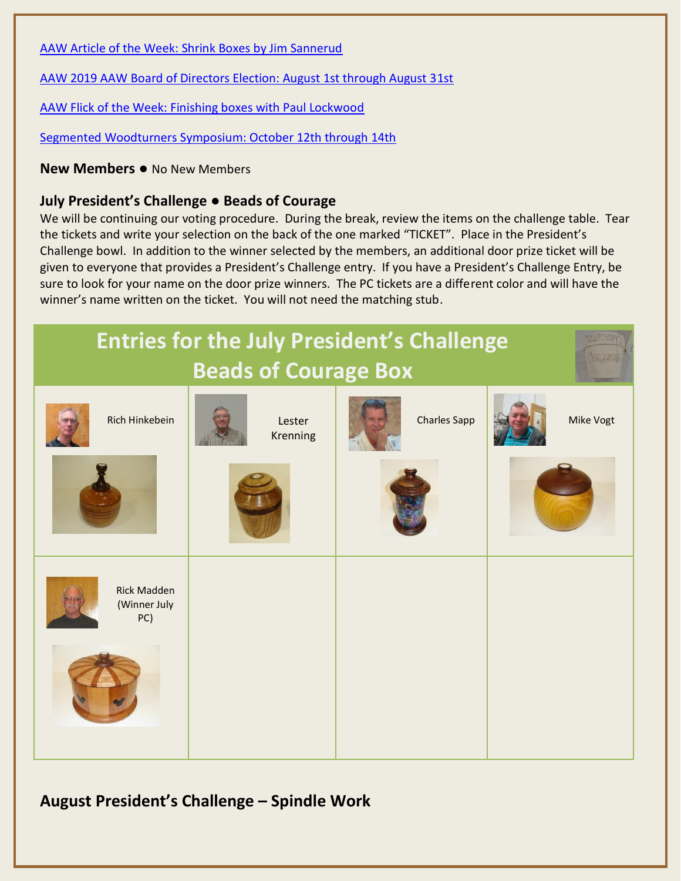[AAW Article of the Week: Shrink Boxes by Jim Sannerud]()

[AAW 2019 AAW Board of Directors Election: August 1st through August 31st]()

[AAW Flick of the Week: Finishing boxes with Paul Lockwood]()

[Segmented Woodturners Symposium: October 12th through 14th]()

**New Members ●** No New Members

### July President's Challenge ● Beads of Courage

We will be continuing our voting procedure. During the break, review the items on the challenge table. Tear the tickets and write your selection on the back of the one marked "TICKET". Place in the President's Challenge bowl. In addition to the winner selected by the members, an additional door prize ticket will be given to everyone that provides a President's Challenge entry. If you have a President's Challenge Entry, be sure to look for your name on the door prize winners. The PC tickets are a different color and will have the winner's name written on the ticket. You will not need the matching stub.

## Entries for the July President's Challenge Beads of Courage Box

| | | | |
|---|---|---|---|
| Rich Hinkebein | Lester Krenning | Charles Sapp | Mike Vogt |
| Rick Madden (Winner July PC) | | | |

### August President's Challenge – Spindle Work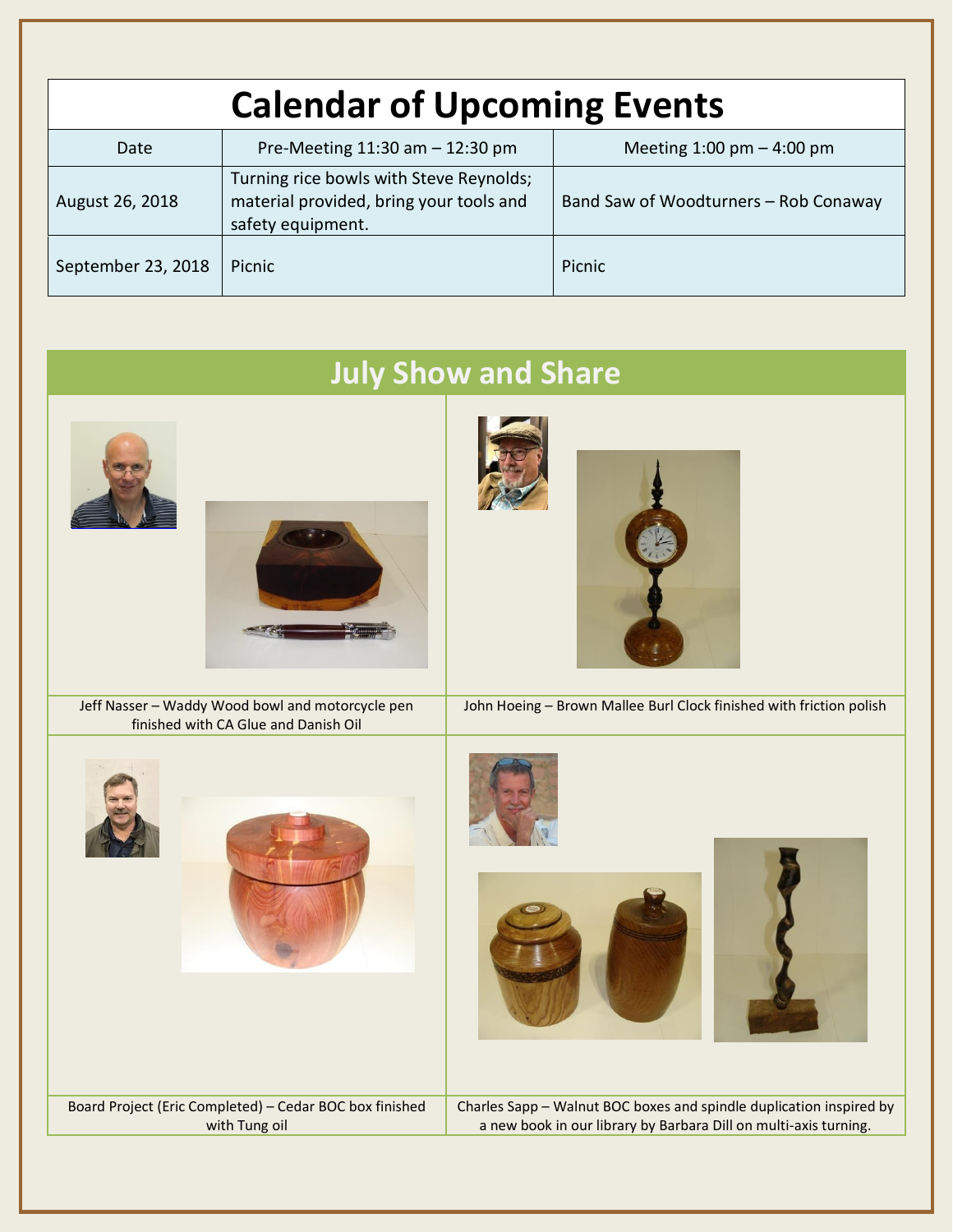# Calendar of Upcoming Events

| Date | Pre-Meeting 11:30 am – 12:30 pm | Meeting 1:00 pm – 4:00 pm |
|---|---|---|
| August 26, 2018 | Turning rice bowls with Steve Reynolds; material provided, bring your tools and safety equipment. | Band Saw of Woodturners – Rob Conaway |
| September 23, 2018 | Picnic | Picnic |

## July Show and Share

Jeff Nasser – Waddy Wood bowl and motorcycle pen finished with CA Glue and Danish Oil

John Hoeing – Brown Mallee Burl Clock finished with friction polish

Board Project (Eric Completed) – Cedar BOC box finished with Tung oil

Charles Sapp – Walnut BOC boxes and spindle duplication inspired by a new book in our library by Barbara Dill on multi-axis turning.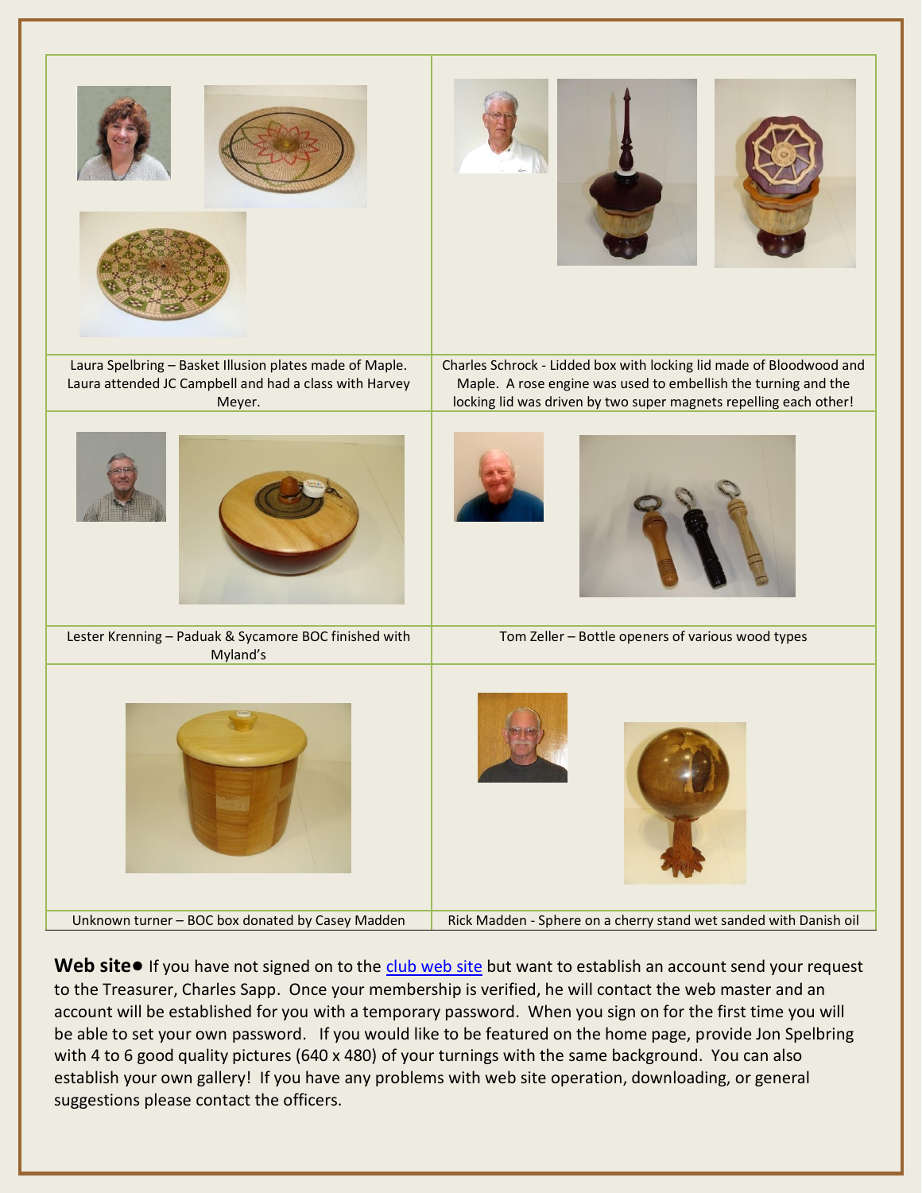| | |
|---|---|
| Laura Spelbring – Basket Illusion plates made of Maple. Laura attended JC Campbell and had a class with Harvey Meyer. | Charles Schrock - Lidded box with locking lid made of Bloodwood and Maple. A rose engine was used to embellish the turning and the locking lid was driven by two super magnets repelling each other! |
| Lester Krenning – Paduak & Sycamore BOC finished with Myland's | Tom Zeller – Bottle openers of various wood types |
| Unknown turner – BOC box donated by Casey Madden | Rick Madden - Sphere on a cherry stand wet sanded with Danish oil |

**Web site●** If you have not signed on to the club web site but want to establish an account send your request to the Treasurer, Charles Sapp. Once your membership is verified, he will contact the web master and an account will be established for you with a temporary password. When you sign on for the first time you will be able to set your own password. If you would like to be featured on the home page, provide Jon Spelbring with 4 to 6 good quality pictures (640 x 480) of your turnings with the same background. You can also establish your own gallery! If you have any problems with web site operation, downloading, or general suggestions please contact the officers.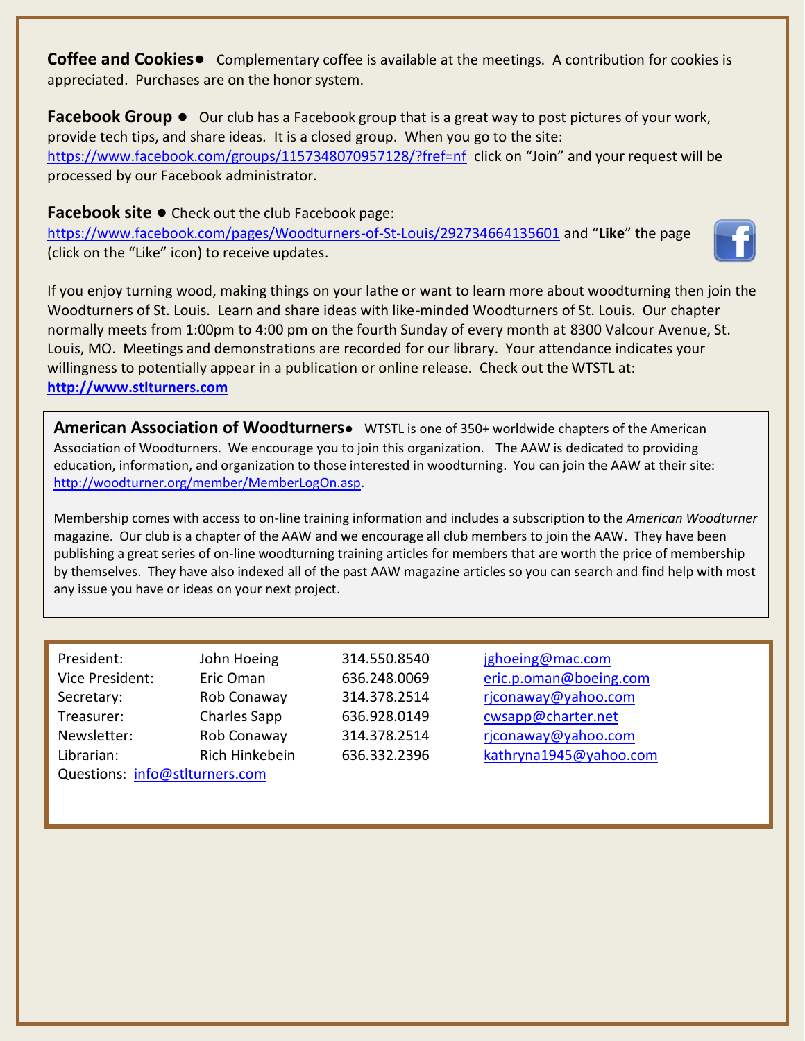**Coffee and Cookies●** Complementary coffee is available at the meetings. A contribution for cookies is appreciated. Purchases are on the honor system.

**Facebook Group ●** Our club has a Facebook group that is a great way to post pictures of your work, provide tech tips, and share ideas. It is a closed group. When you go to the site: https://www.facebook.com/groups/1157348070957128/?fref=nf click on "Join" and your request will be processed by our Facebook administrator.

**Facebook site ●** Check out the club Facebook page: https://www.facebook.com/pages/Woodturners-of-St-Louis/292734664135601 and "**Like**" the page (click on the "Like" icon) to receive updates.

If you enjoy turning wood, making things on your lathe or want to learn more about woodturning then join the Woodturners of St. Louis. Learn and share ideas with like-minded Woodturners of St. Louis. Our chapter normally meets from 1:00pm to 4:00 pm on the fourth Sunday of every month at 8300 Valcour Avenue, St. Louis, MO. Meetings and demonstrations are recorded for our library. Your attendance indicates your willingness to potentially appear in a publication or online release. Check out the WTSTL at: **http://www.stlturners.com**

**American Association of Woodturners●** WTSTL is one of 350+ worldwide chapters of the American Association of Woodturners. We encourage you to join this organization. The AAW is dedicated to providing education, information, and organization to those interested in woodturning. You can join the AAW at their site: http://woodturner.org/member/MemberLogOn.asp.

Membership comes with access to on-line training information and includes a subscription to the *American Woodturner* magazine. Our club is a chapter of the AAW and we encourage all club members to join the AAW. They have been publishing a great series of on-line woodturning training articles for members that are worth the price of membership by themselves. They have also indexed all of the past AAW magazine articles so you can search and find help with most any issue you have or ideas on your next project.

| | | | |
|---|---|---|---|
| President: | John Hoeing | 314.550.8540 | jghoeing@mac.com |
| Vice President: | Eric Oman | 636.248.0069 | eric.p.oman@boeing.com |
| Secretary: | Rob Conaway | 314.378.2514 | rjconaway@yahoo.com |
| Treasurer: | Charles Sapp | 636.928.0149 | cwsapp@charter.net |
| Newsletter: | Rob Conaway | 314.378.2514 | rjconaway@yahoo.com |
| Librarian: | Rich Hinkebein | 636.332.2396 | kathryna1945@yahoo.com |

Questions: info@stlturners.com